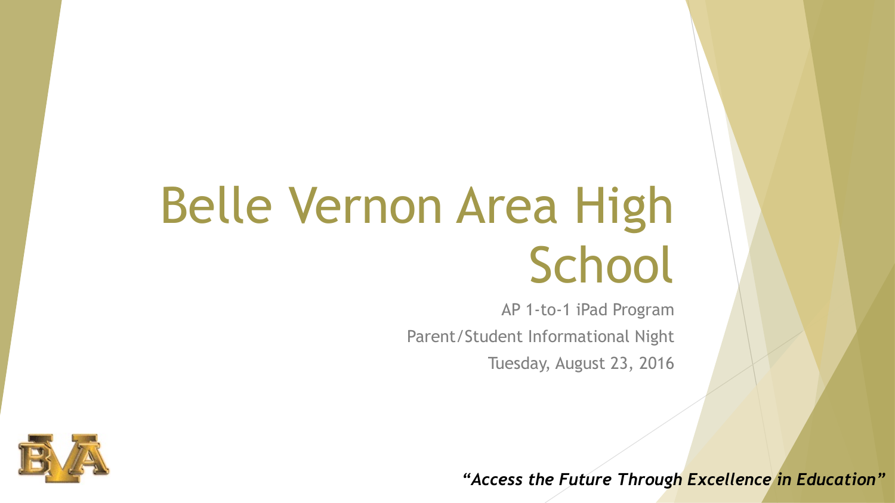# Belle Vernon Area High School

AP 1-to-1 iPad Program

Parent/Student Informational Night

Tuesday, August 23, 2016

***"Access the Future Through Excellence in Education"***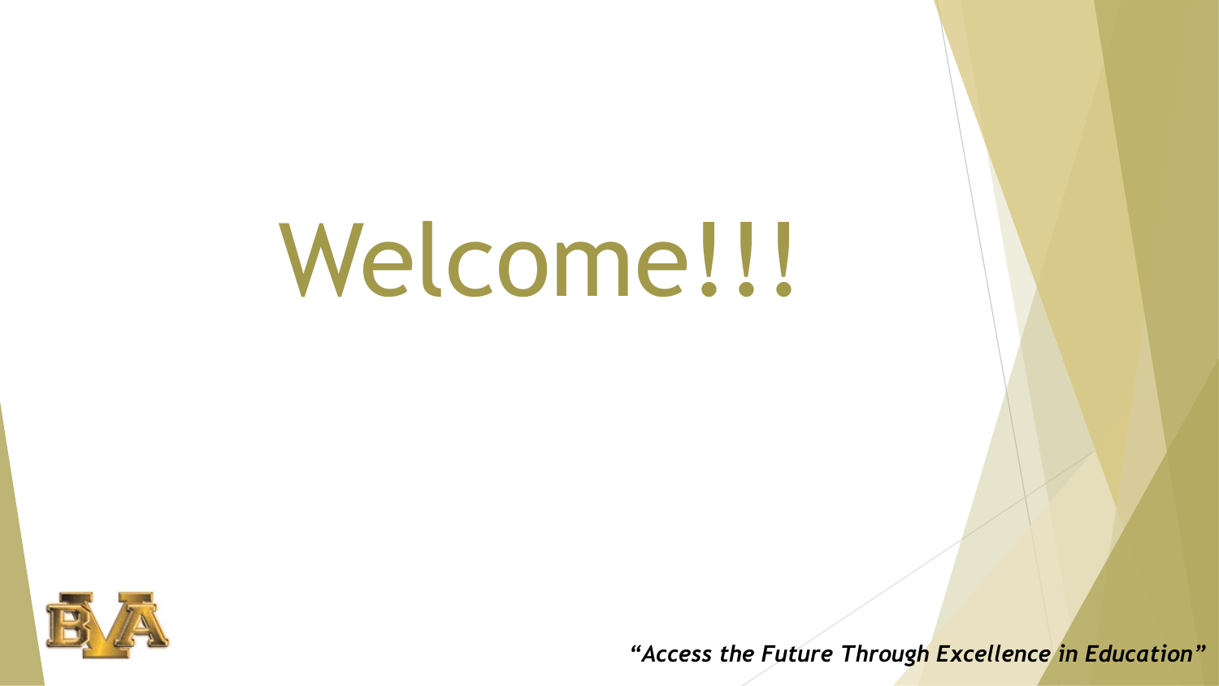# Welcome!!!

*"Access the Future Through Excellence in Education"*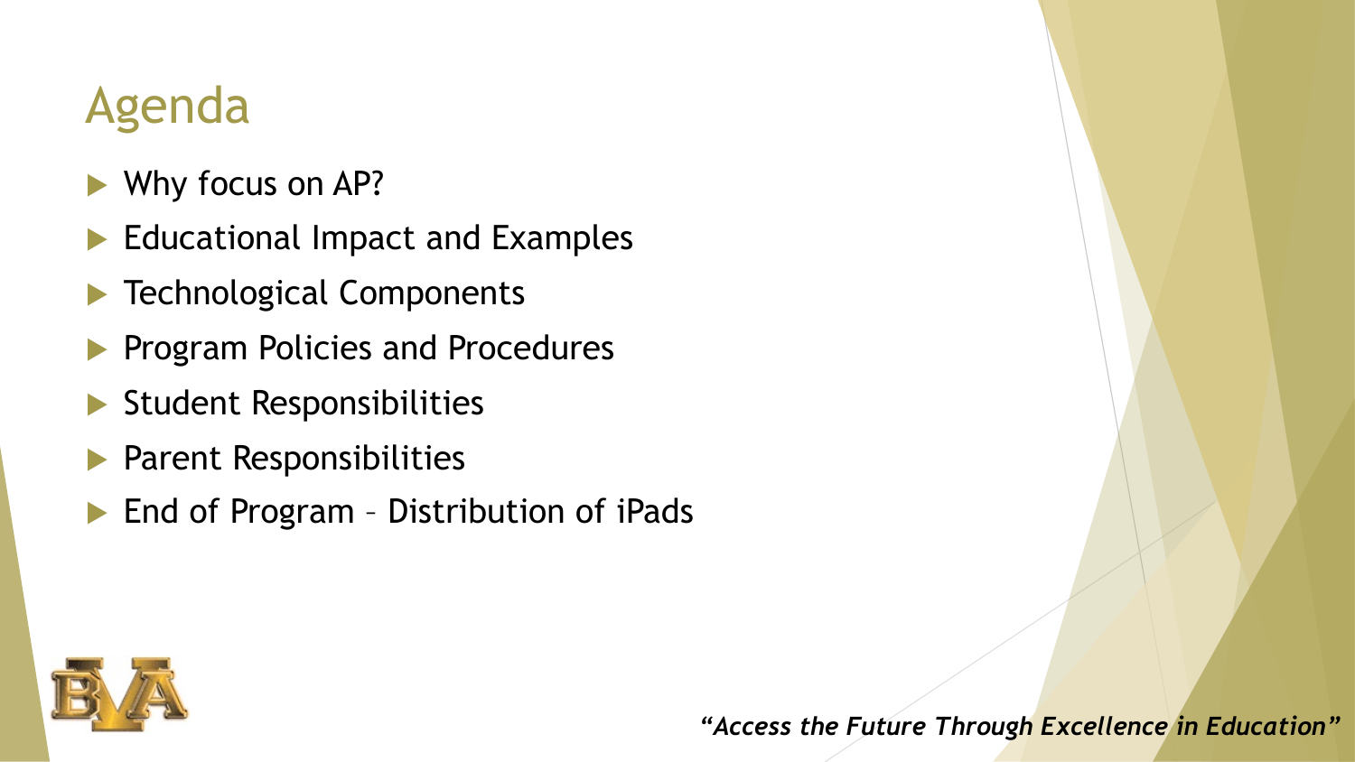# Agenda

- Why focus on AP?
- Educational Impact and Examples
- Technological Components
- Program Policies and Procedures
- Student Responsibilities
- Parent Responsibilities
- End of Program – Distribution of iPads

***"Access the Future Through Excellence in Education"***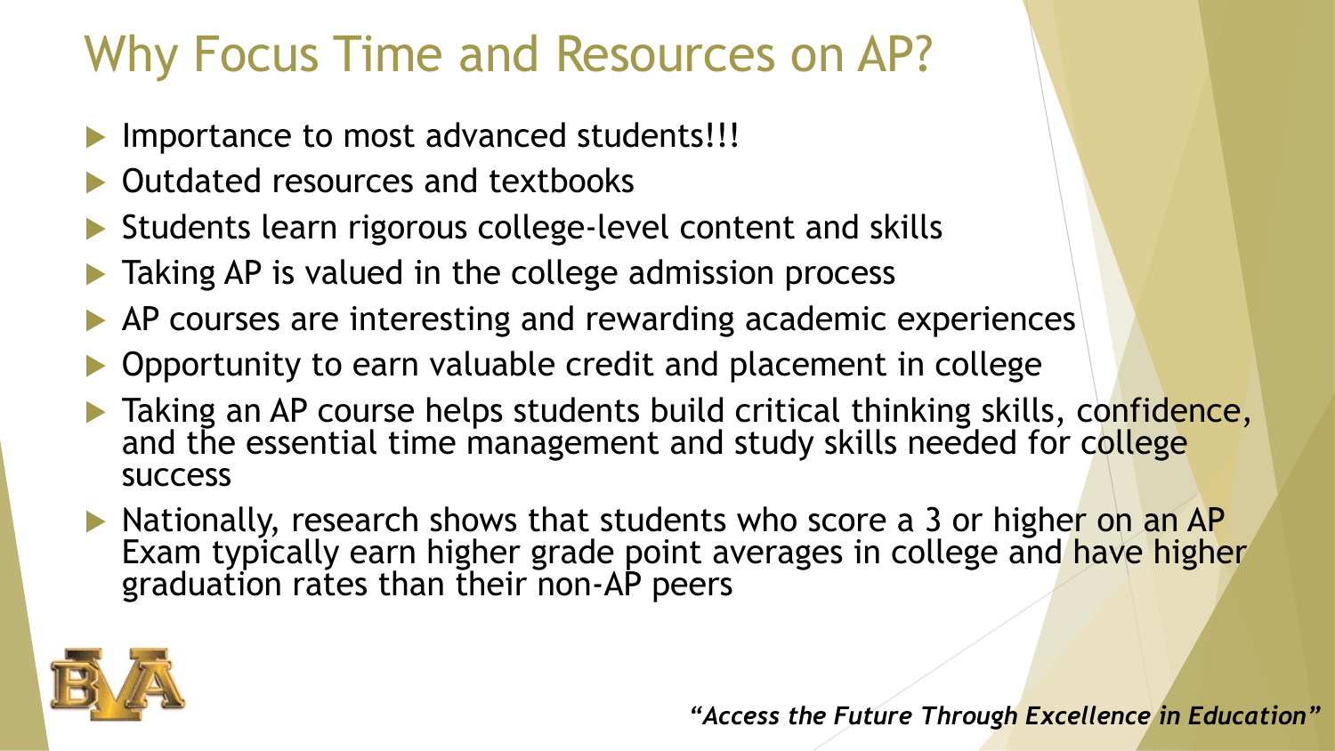# Why Focus Time and Resources on AP?

- Importance to most advanced students!!!
- Outdated resources and textbooks
- Students learn rigorous college-level content and skills
- Taking AP is valued in the college admission process
- AP courses are interesting and rewarding academic experiences
- Opportunity to earn valuable credit and placement in college
- Taking an AP course helps students build critical thinking skills, confidence, and the essential time management and study skills needed for college success
- Nationally, research shows that students who score a 3 or higher on an AP Exam typically earn higher grade point averages in college and have higher graduation rates than their non-AP peers

*"Access the Future Through Excellence in Education"*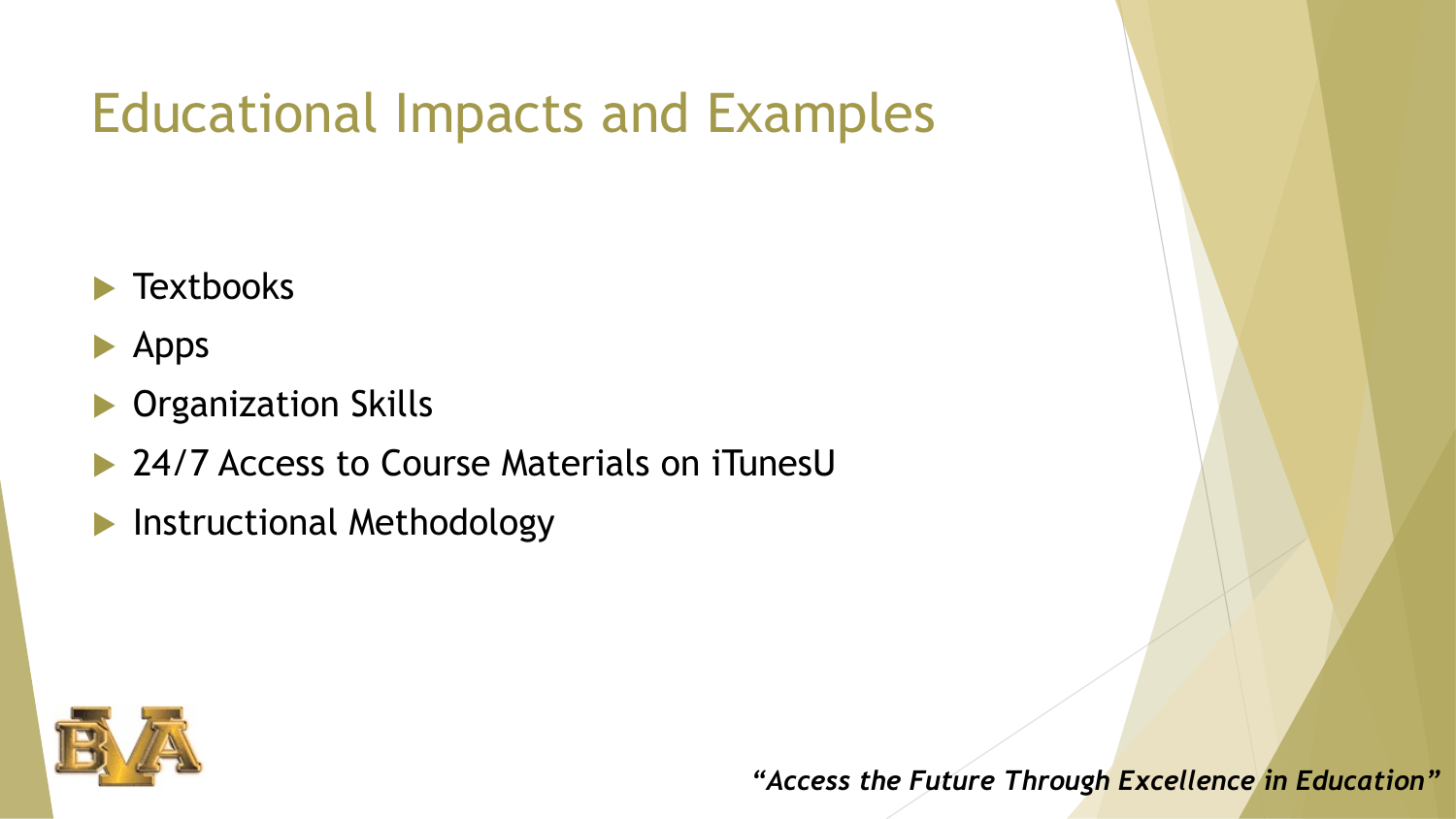# Educational Impacts and Examples

- Textbooks
- Apps
- Organization Skills
- 24/7 Access to Course Materials on iTunesU
- Instructional Methodology

*"Access the Future Through Excellence in Education"*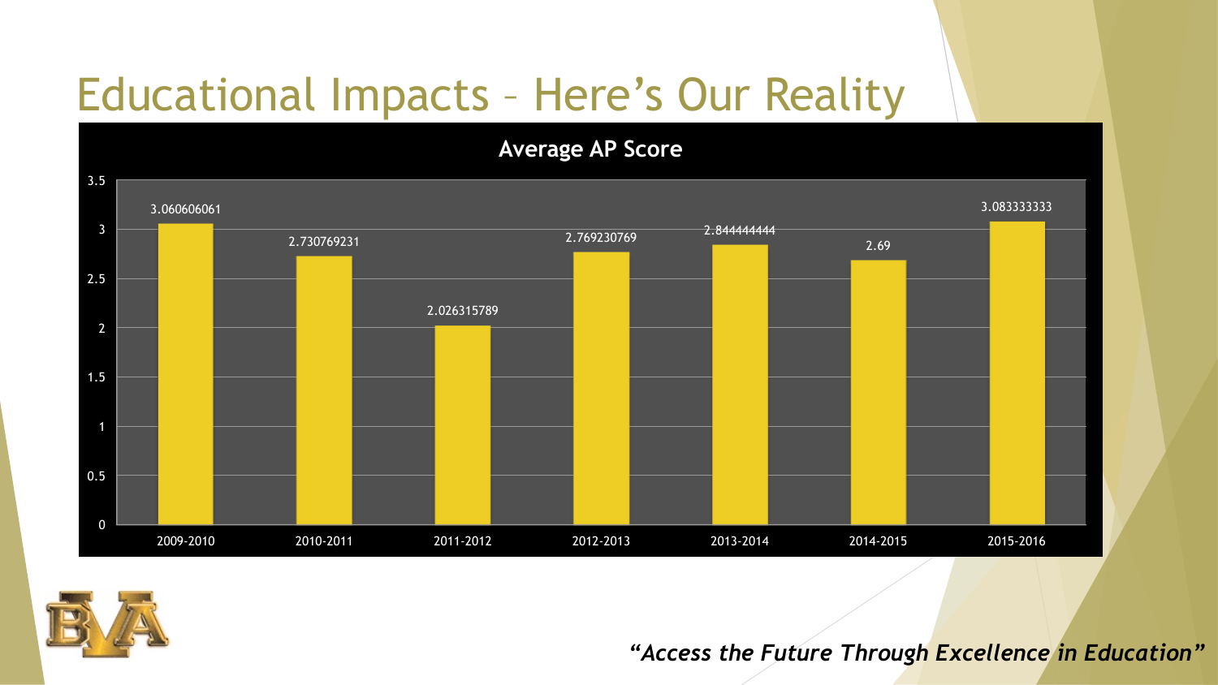# Educational Impacts – Here's Our Reality

**Average AP Score**

3.5
3
2.5
2
1.5
1
0.5
0

3.060606061
2.730769231
2.026315789
2.769230769
2.844444444
2.69
3.083333333

2009-2010
2010-2011
2011-2012
2012-2013
2013-2014
2014-2015
2015-2016

***"Access the Future Through Excellence in Education"***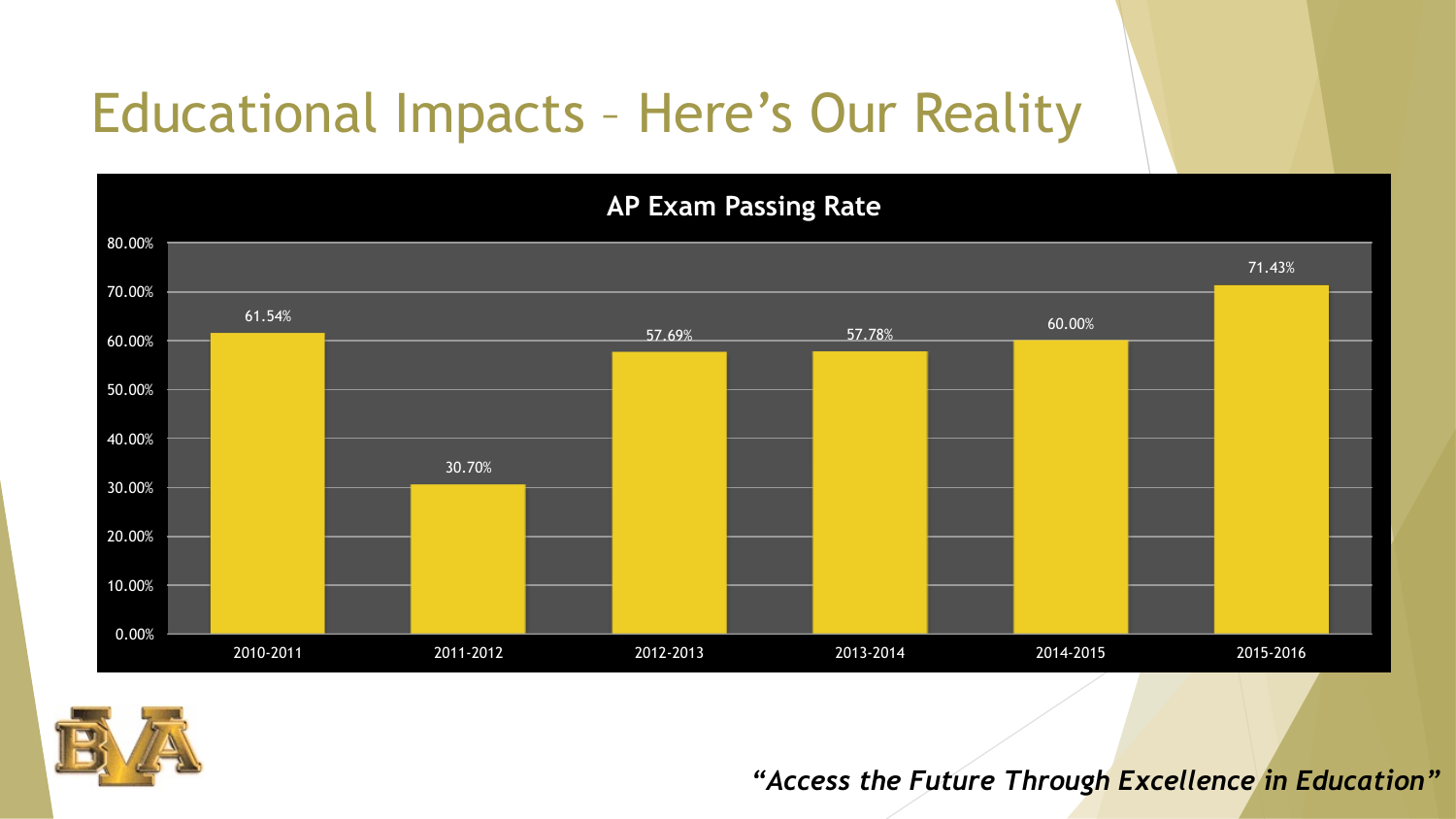# Educational Impacts – Here's Our Reality

**AP Exam Passing Rate**

| Year | AP Exam Passing Rate |
|---|---|
| 2010-2011 | 61.54% |
| 2011-2012 | 30.70% |
| 2012-2013 | 57.69% |
| 2013-2014 | 57.78% |
| 2014-2015 | 60.00% |
| 2015-2016 | 71.43% |

*"Access the Future Through Excellence in Education"*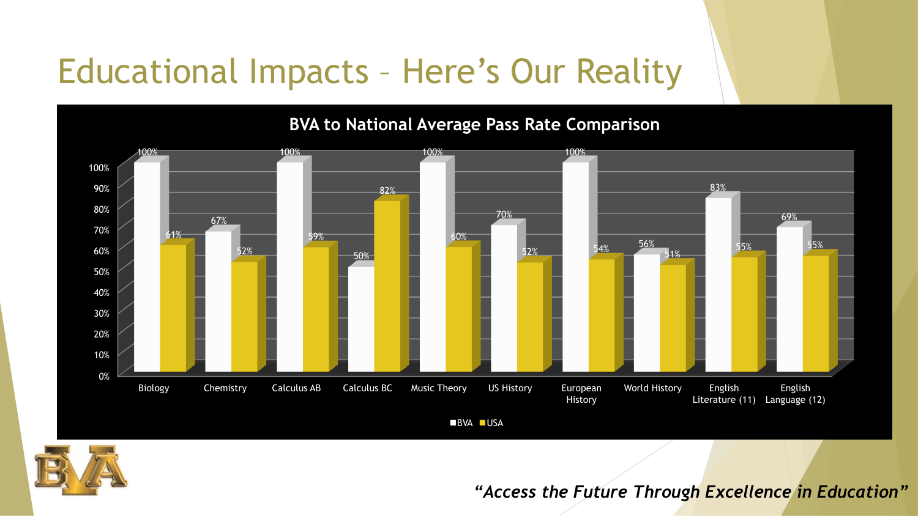# Educational Impacts – Here's Our Reality

**BVA to National Average Pass Rate Comparison**

100%
90%
80%
70%
60%
50%
40%
30%
20%
10%
0%

Biology: 100% 61%
Chemistry: 67% 52%
Calculus AB: 100% 59%
Calculus BC: 50% 82%
Music Theory: 100% 60%
US History: 70% 52%
European History: 100% 54%
World History: 56% 51%
English Literature (11): 83% 55%
English Language (12): 69% 55%

BVA USA

*"Access the Future Through Excellence in Education"*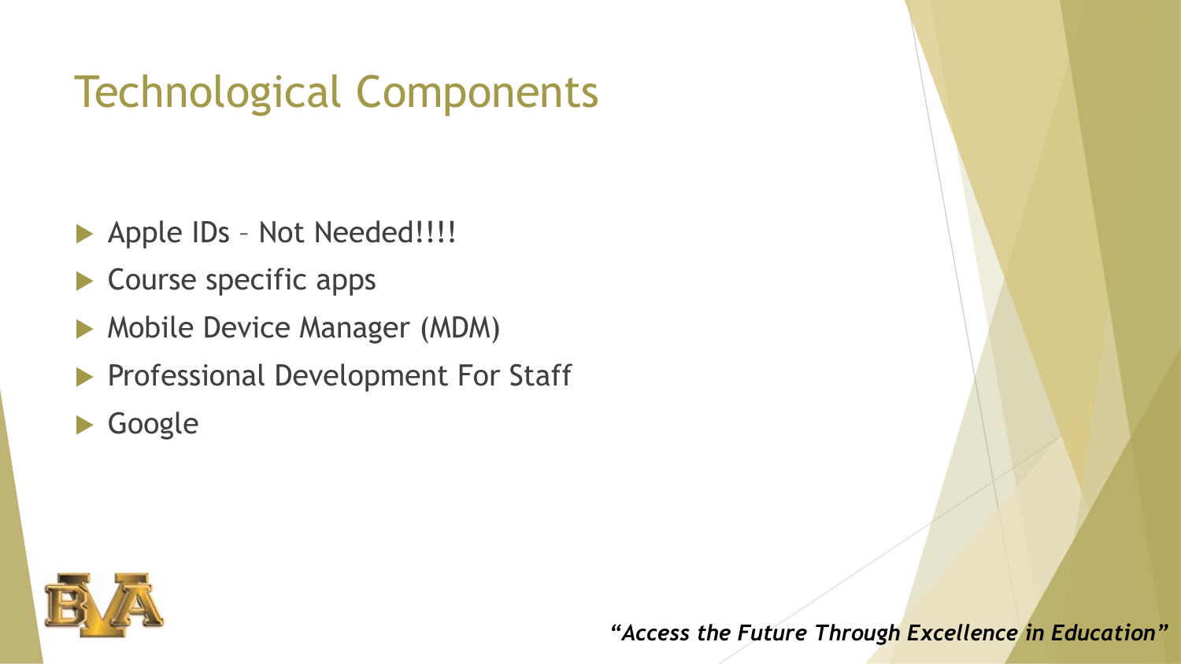# Technological Components

- Apple IDs – Not Needed!!!!
- Course specific apps
- Mobile Device Manager (MDM)
- Professional Development For Staff
- Google

*"Access the Future Through Excellence in Education"*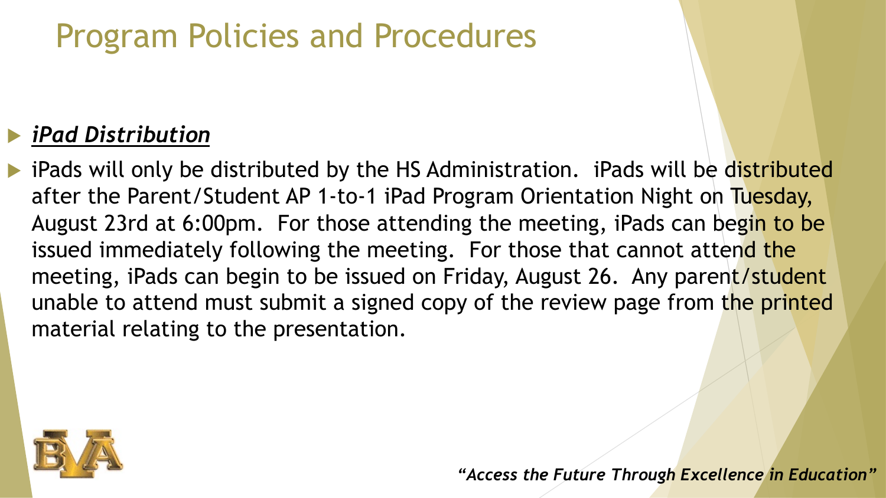# Program Policies and Procedures

- ***iPad Distribution***
- iPads will only be distributed by the HS Administration. iPads will be distributed after the Parent/Student AP 1-to-1 iPad Program Orientation Night on Tuesday, August 23rd at 6:00pm. For those attending the meeting, iPads can begin to be issued immediately following the meeting. For those that cannot attend the meeting, iPads can begin to be issued on Friday, August 26. Any parent/student unable to attend must submit a signed copy of the review page from the printed material relating to the presentation.

***"Access the Future Through Excellence in Education"***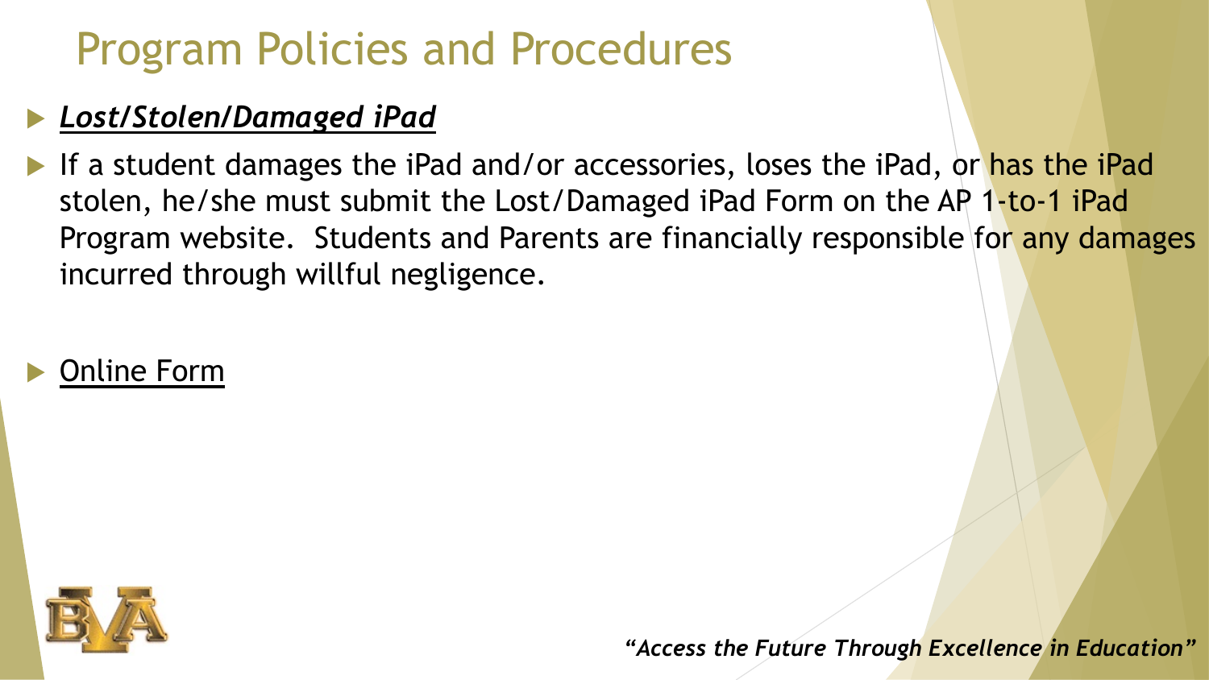# Program Policies and Procedures

- ***Lost/Stolen/Damaged iPad***
- If a student damages the iPad and/or accessories, loses the iPad, or has the iPad stolen, he/she must submit the Lost/Damaged iPad Form on the AP 1-to-1 iPad Program website. Students and Parents are financially responsible for any damages incurred through willful negligence.
- Online Form

***"Access the Future Through Excellence in Education"***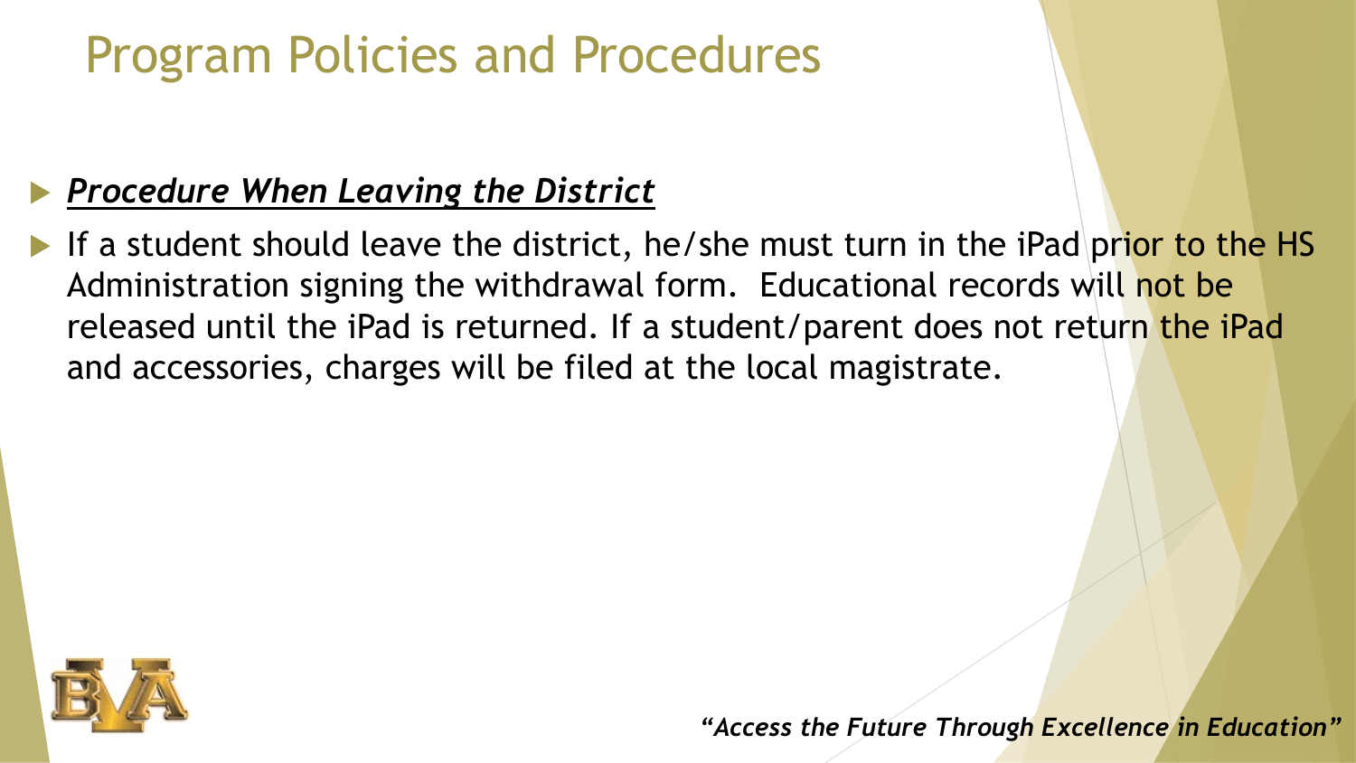# Program Policies and Procedures

- ***Procedure When Leaving the District***
- If a student should leave the district, he/she must turn in the iPad prior to the HS Administration signing the withdrawal form. Educational records will not be released until the iPad is returned. If a student/parent does not return the iPad and accessories, charges will be filed at the local magistrate.

***"Access the Future Through Excellence in Education"***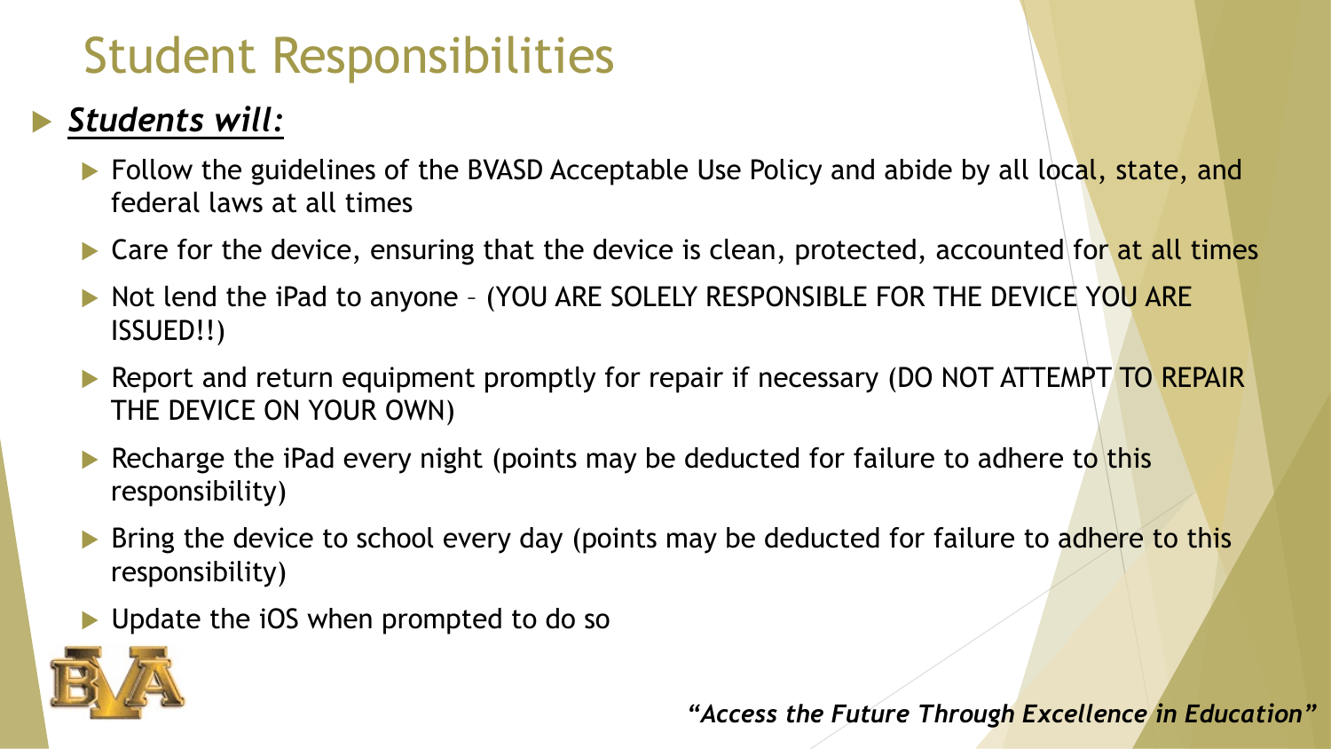# Student Responsibilities

- ***Students will:***
  - Follow the guidelines of the BVASD Acceptable Use Policy and abide by all local, state, and federal laws at all times
  - Care for the device, ensuring that the device is clean, protected, accounted for at all times
  - Not lend the iPad to anyone – (YOU ARE SOLELY RESPONSIBLE FOR THE DEVICE YOU ARE ISSUED!!)
  - Report and return equipment promptly for repair if necessary (DO NOT ATTEMPT TO REPAIR THE DEVICE ON YOUR OWN)
  - Recharge the iPad every night (points may be deducted for failure to adhere to this responsibility)
  - Bring the device to school every day (points may be deducted for failure to adhere to this responsibility)
  - Update the iOS when prompted to do so

***"Access the Future Through Excellence in Education"***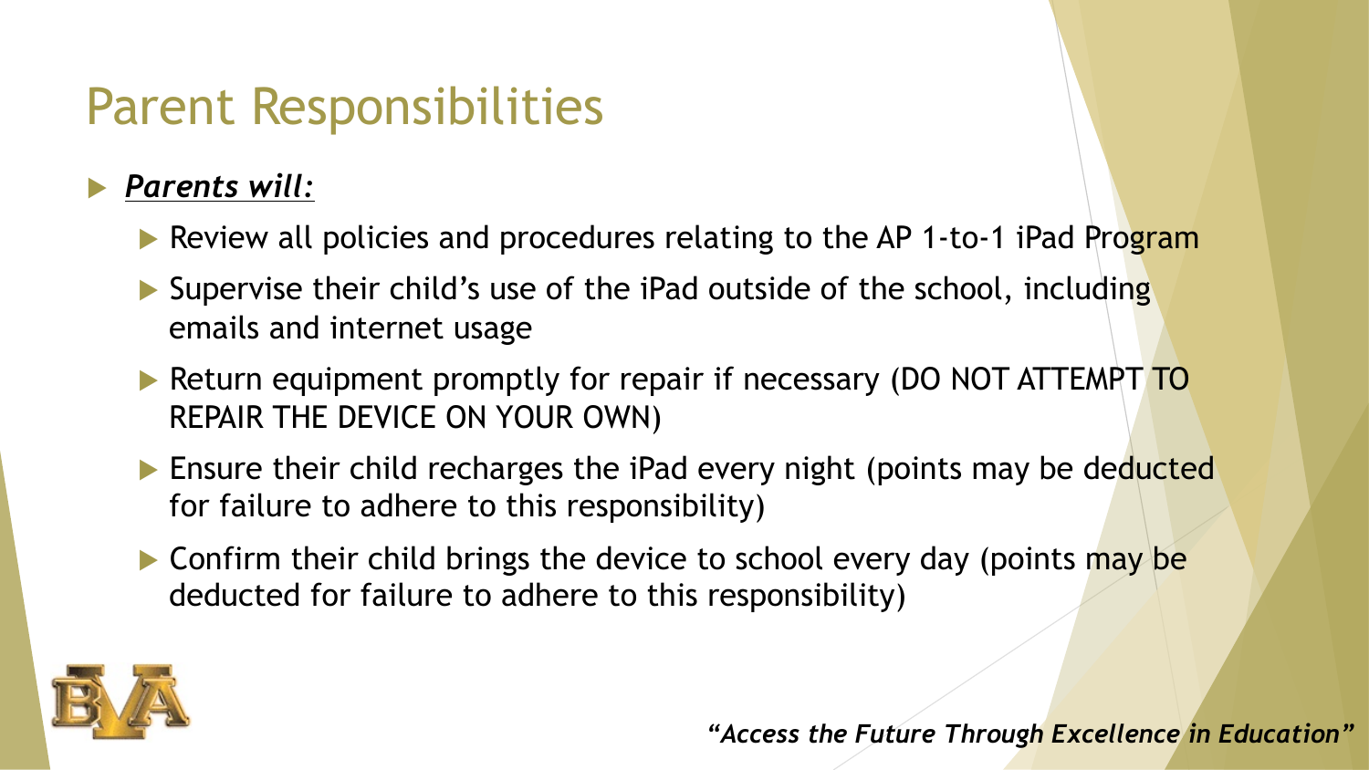# Parent Responsibilities

- ***Parents will:***
  - Review all policies and procedures relating to the AP 1-to-1 iPad Program
  - Supervise their child's use of the iPad outside of the school, including emails and internet usage
  - Return equipment promptly for repair if necessary (DO NOT ATTEMPT TO REPAIR THE DEVICE ON YOUR OWN)
  - Ensure their child recharges the iPad every night (points may be deducted for failure to adhere to this responsibility)
  - Confirm their child brings the device to school every day (points may be deducted for failure to adhere to this responsibility)

***"Access the Future Through Excellence in Education"***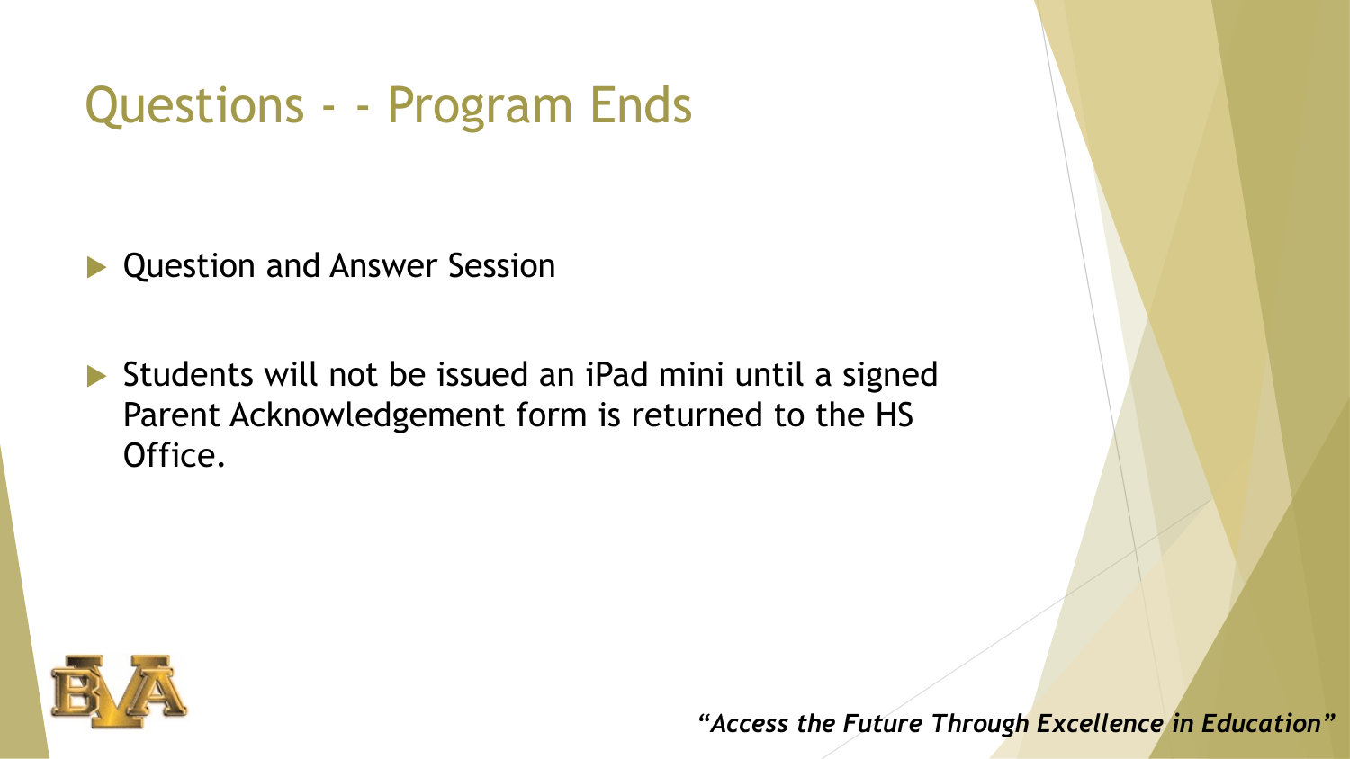# Questions - - Program Ends

- Question and Answer Session
- Students will not be issued an iPad mini until a signed Parent Acknowledgement form is returned to the HS Office.

*"Access the Future Through Excellence in Education"*